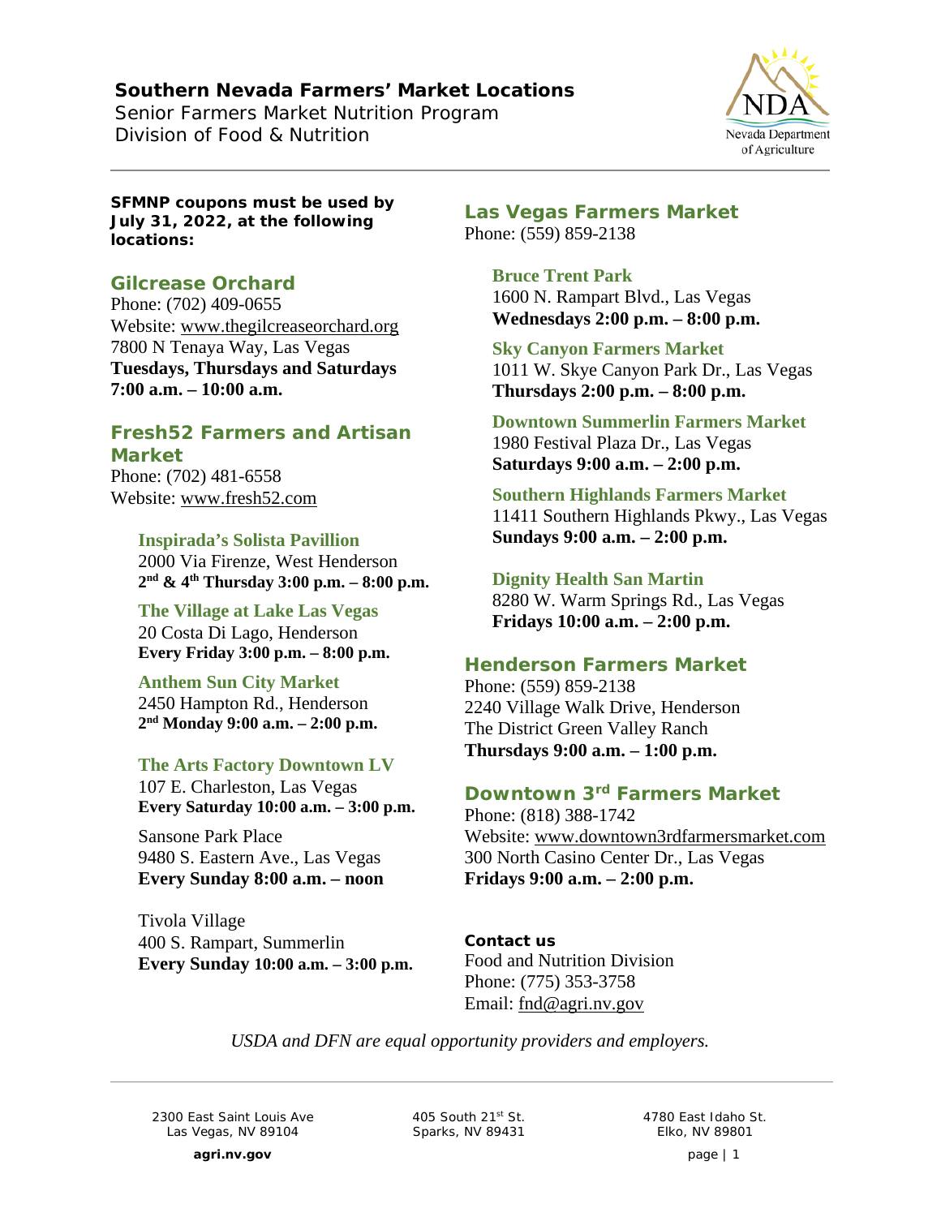# Southern Nevada Farmers' Market Locations

Senior Farmers Market Nutrition Program
Division of Food & Nutrition

Nevada Department of Agriculture

**SFMNP coupons must be used by July 31, 2022, at the following locations:**

## Gilcrease Orchard

Phone: (702) 409-0655
Website: www.thegilcreaseorchard.org
7800 N Tenaya Way, Las Vegas
**Tuesdays, Thursdays and Saturdays 7:00 a.m. – 10:00 a.m.**

## Fresh52 Farmers and Artisan Market

Phone: (702) 481-6558
Website: www.fresh52.com

### Inspirada's Solista Pavillion

2000 Via Firenze, West Henderson
**2nd & 4th Thursday 3:00 p.m. – 8:00 p.m.**

### The Village at Lake Las Vegas

20 Costa Di Lago, Henderson
**Every Friday 3:00 p.m. – 8:00 p.m.**

### Anthem Sun City Market

2450 Hampton Rd., Henderson
**2nd Monday 9:00 a.m. – 2:00 p.m.**

### The Arts Factory Downtown LV

107 E. Charleston, Las Vegas
**Every Saturday 10:00 a.m. – 3:00 p.m.**

Sansone Park Place
9480 S. Eastern Ave., Las Vegas
**Every Sunday 8:00 a.m. – noon**

Tivola Village
400 S. Rampart, Summerlin
**Every Sunday 10:00 a.m. – 3:00 p.m.**

## Las Vegas Farmers Market

Phone: (559) 859-2138

### Bruce Trent Park

1600 N. Rampart Blvd., Las Vegas
**Wednesdays 2:00 p.m. – 8:00 p.m.**

### Sky Canyon Farmers Market

1011 W. Skye Canyon Park Dr., Las Vegas
**Thursdays 2:00 p.m. – 8:00 p.m.**

### Downtown Summerlin Farmers Market

1980 Festival Plaza Dr., Las Vegas
**Saturdays 9:00 a.m. – 2:00 p.m.**

### Southern Highlands Farmers Market

11411 Southern Highlands Pkwy., Las Vegas
**Sundays 9:00 a.m. – 2:00 p.m.**

### Dignity Health San Martin

8280 W. Warm Springs Rd., Las Vegas
**Fridays 10:00 a.m. – 2:00 p.m.**

## Henderson Farmers Market

Phone: (559) 859-2138
2240 Village Walk Drive, Henderson
The District Green Valley Ranch
**Thursdays 9:00 a.m. – 1:00 p.m.**

## Downtown 3rd Farmers Market

Phone: (818) 388-1742
Website: www.downtown3rdfarmersmarket.com
300 North Casino Center Dr., Las Vegas
**Fridays 9:00 a.m. – 2:00 p.m.**

**Contact us**
Food and Nutrition Division
Phone: (775) 353-3758
Email: fnd@agri.nv.gov

*USDA and DFN are equal opportunity providers and employers.*

2300 East Saint Louis Ave, Las Vegas, NV 89104 | 405 South 21st St., Sparks, NV 89431 | 4780 East Idaho St., Elko, NV 89801

**agri.nv.gov**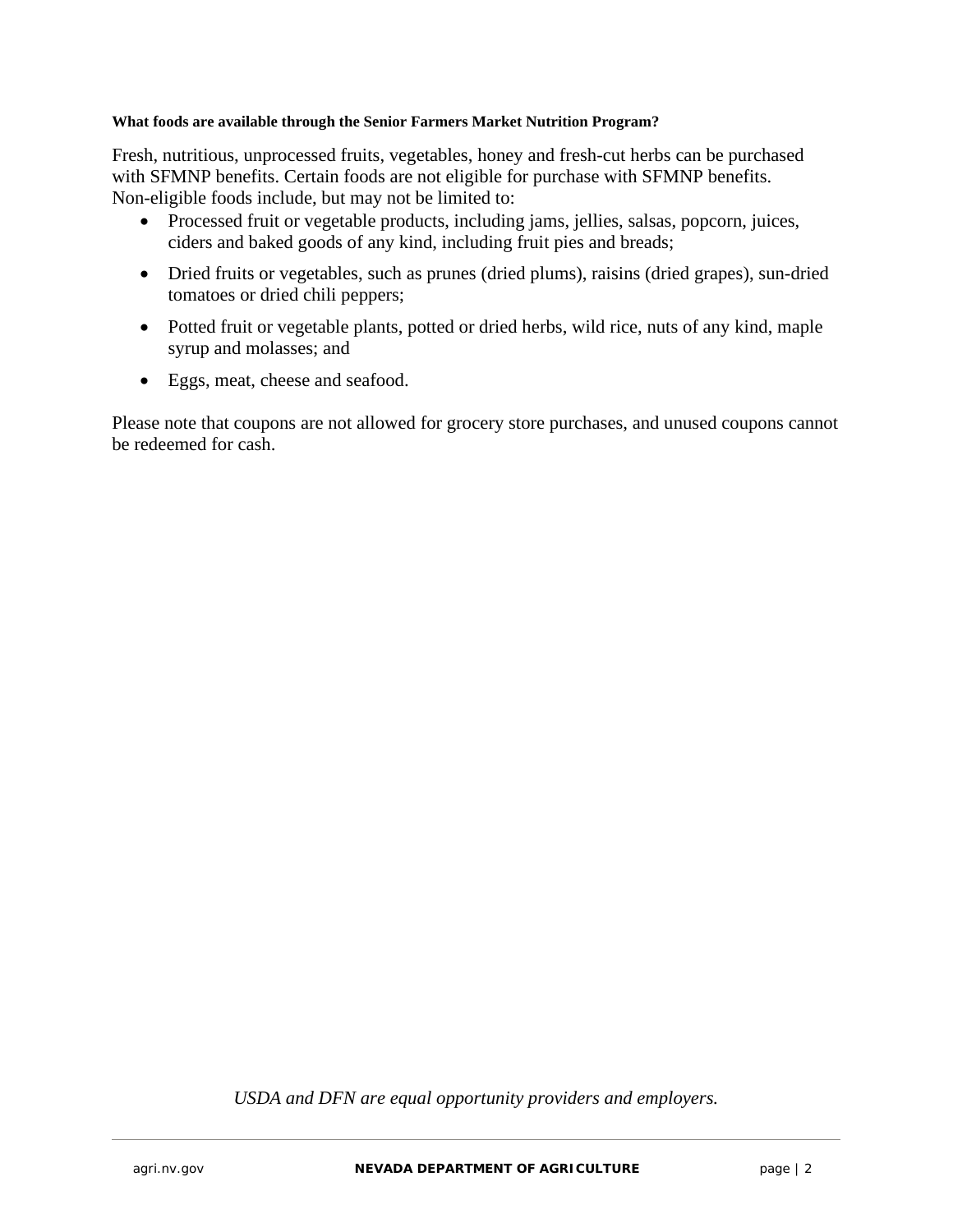**What foods are available through the Senior Farmers Market Nutrition Program?**

Fresh, nutritious, unprocessed fruits, vegetables, honey and fresh-cut herbs can be purchased with SFMNP benefits. Certain foods are not eligible for purchase with SFMNP benefits. Non-eligible foods include, but may not be limited to:

- Processed fruit or vegetable products, including jams, jellies, salsas, popcorn, juices, ciders and baked goods of any kind, including fruit pies and breads;
- Dried fruits or vegetables, such as prunes (dried plums), raisins (dried grapes), sun-dried tomatoes or dried chili peppers;
- Potted fruit or vegetable plants, potted or dried herbs, wild rice, nuts of any kind, maple syrup and molasses; and
- Eggs, meat, cheese and seafood.

Please note that coupons are not allowed for grocery store purchases, and unused coupons cannot be redeemed for cash.

*USDA and DFN are equal opportunity providers and employers.*